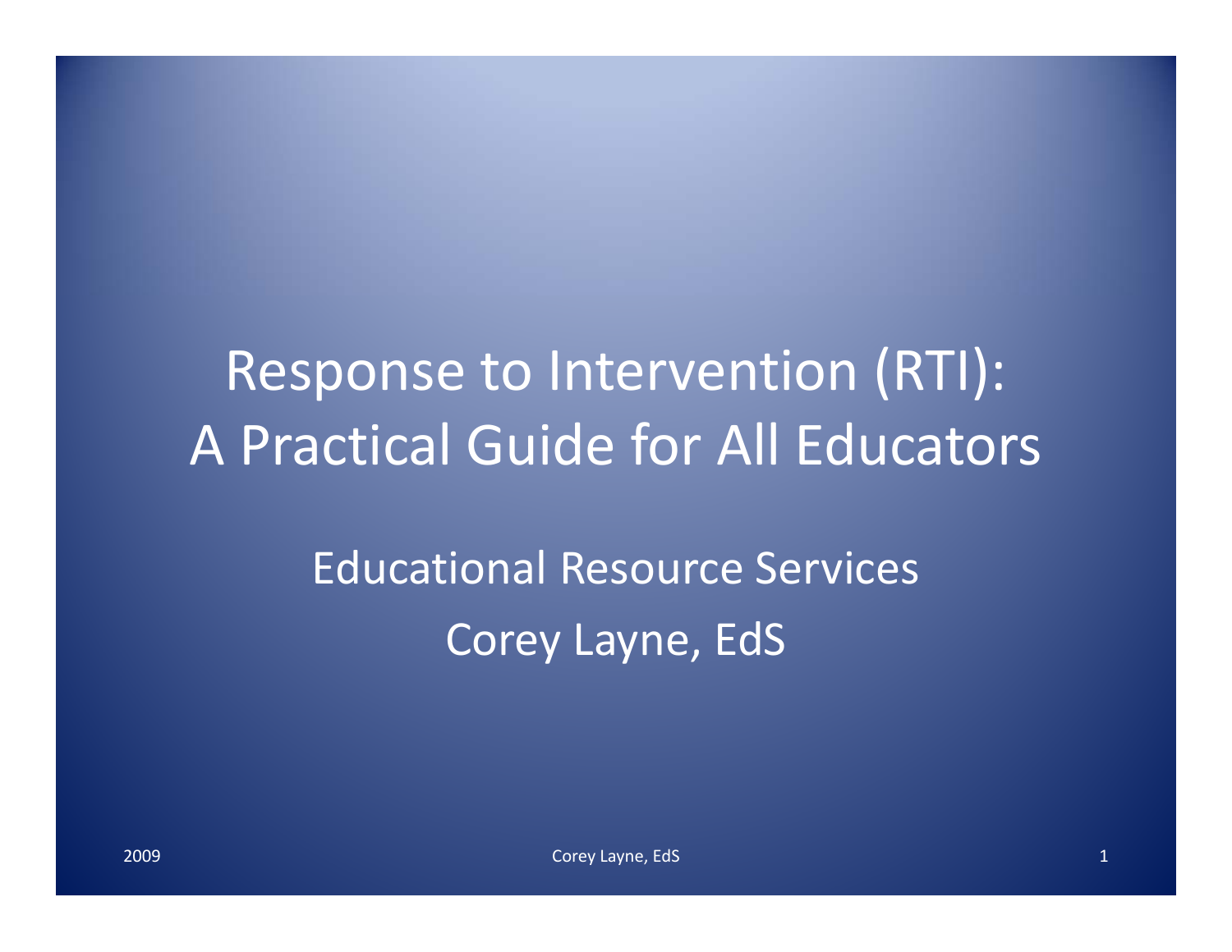# Response to Intervention (RTI): A Practical Guide for All Educators

Educational Resource Services

Corey Layne, EdS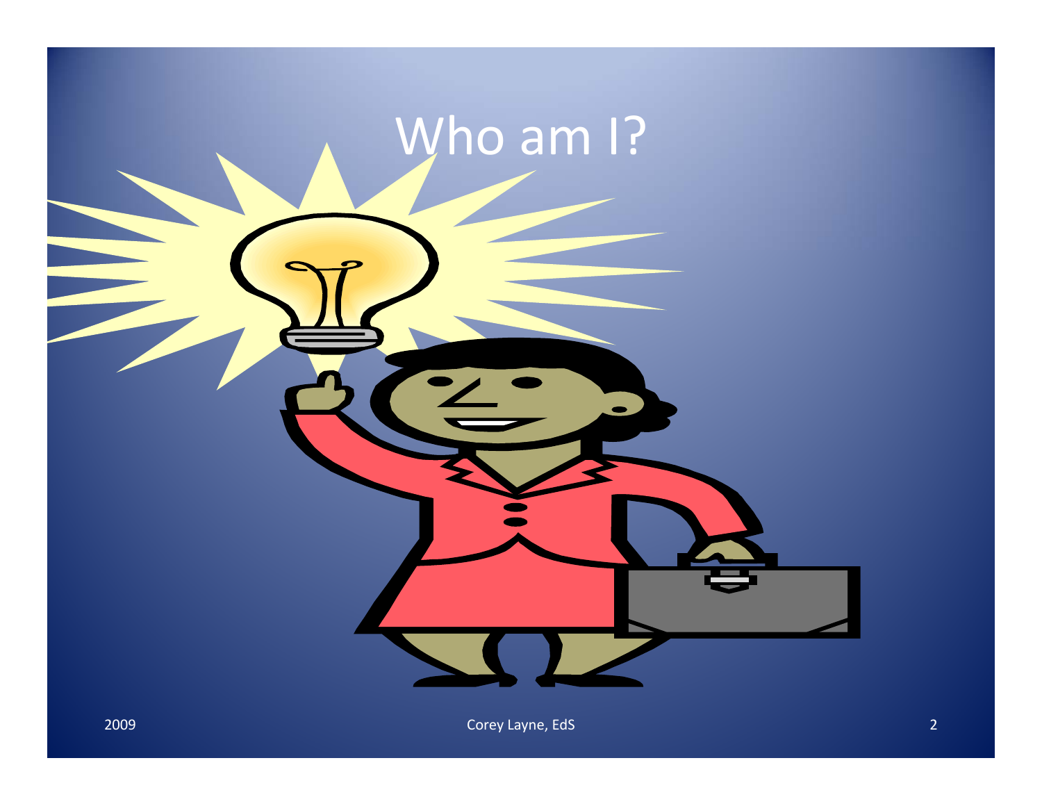# Who am I?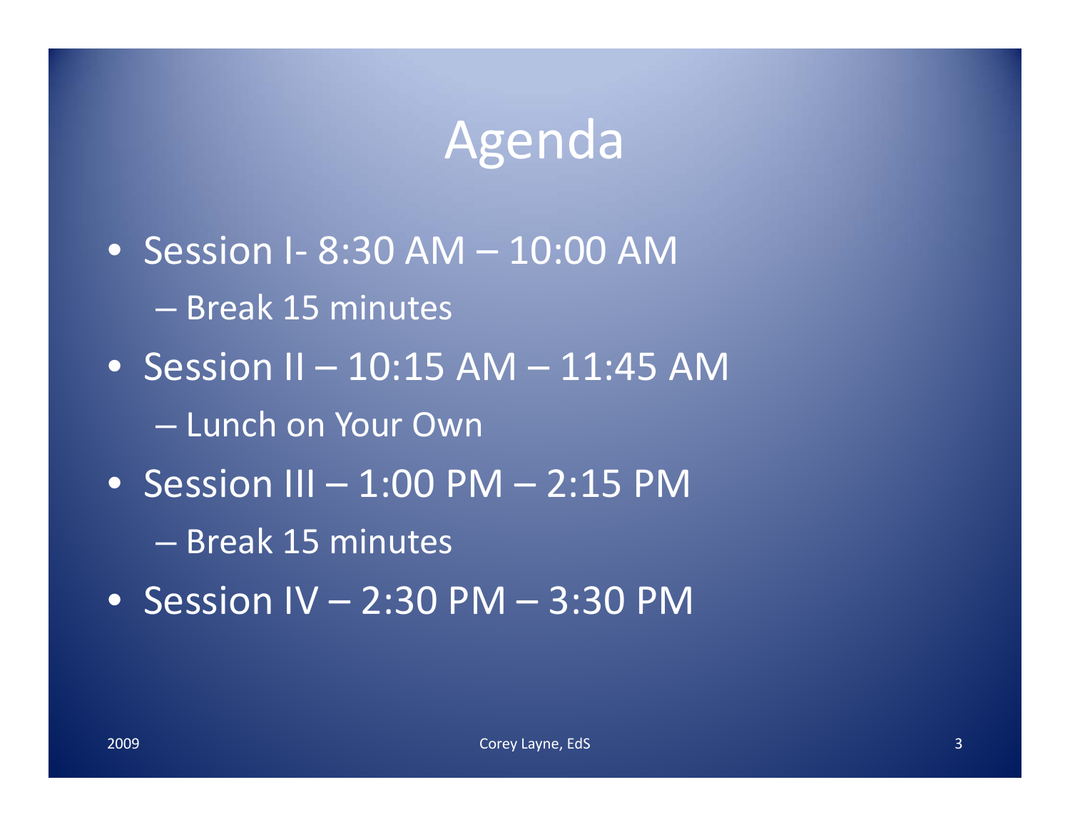# Agenda

- Session I- 8:30 AM – 10:00 AM
  - Break 15 minutes
- Session II – 10:15 AM – 11:45 AM
  - Lunch on Your Own
- Session III – 1:00 PM – 2:15 PM
  - Break 15 minutes
- Session IV – 2:30 PM – 3:30 PM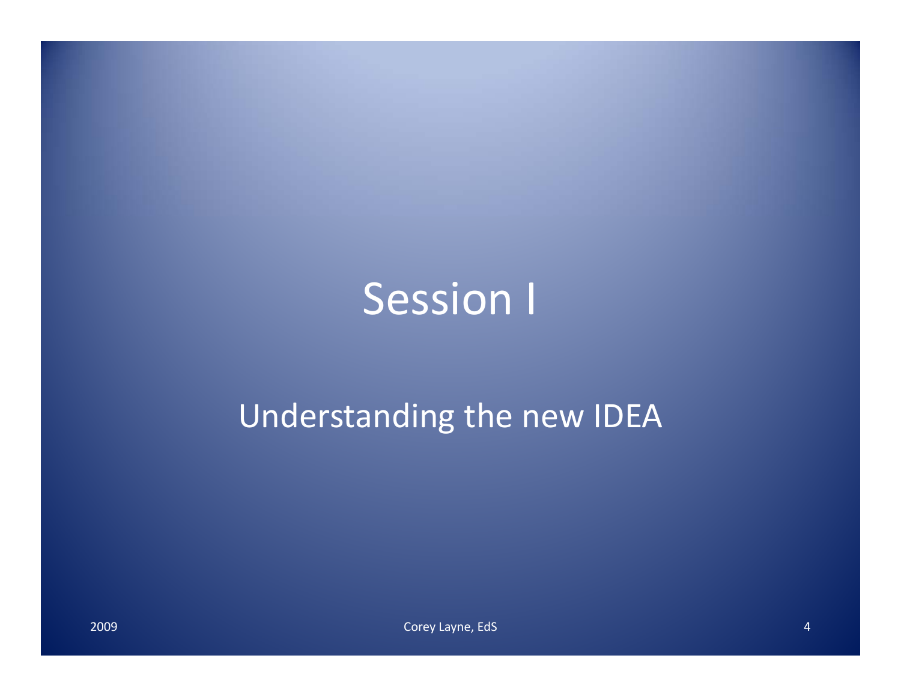# Session I

## Understanding the new IDEA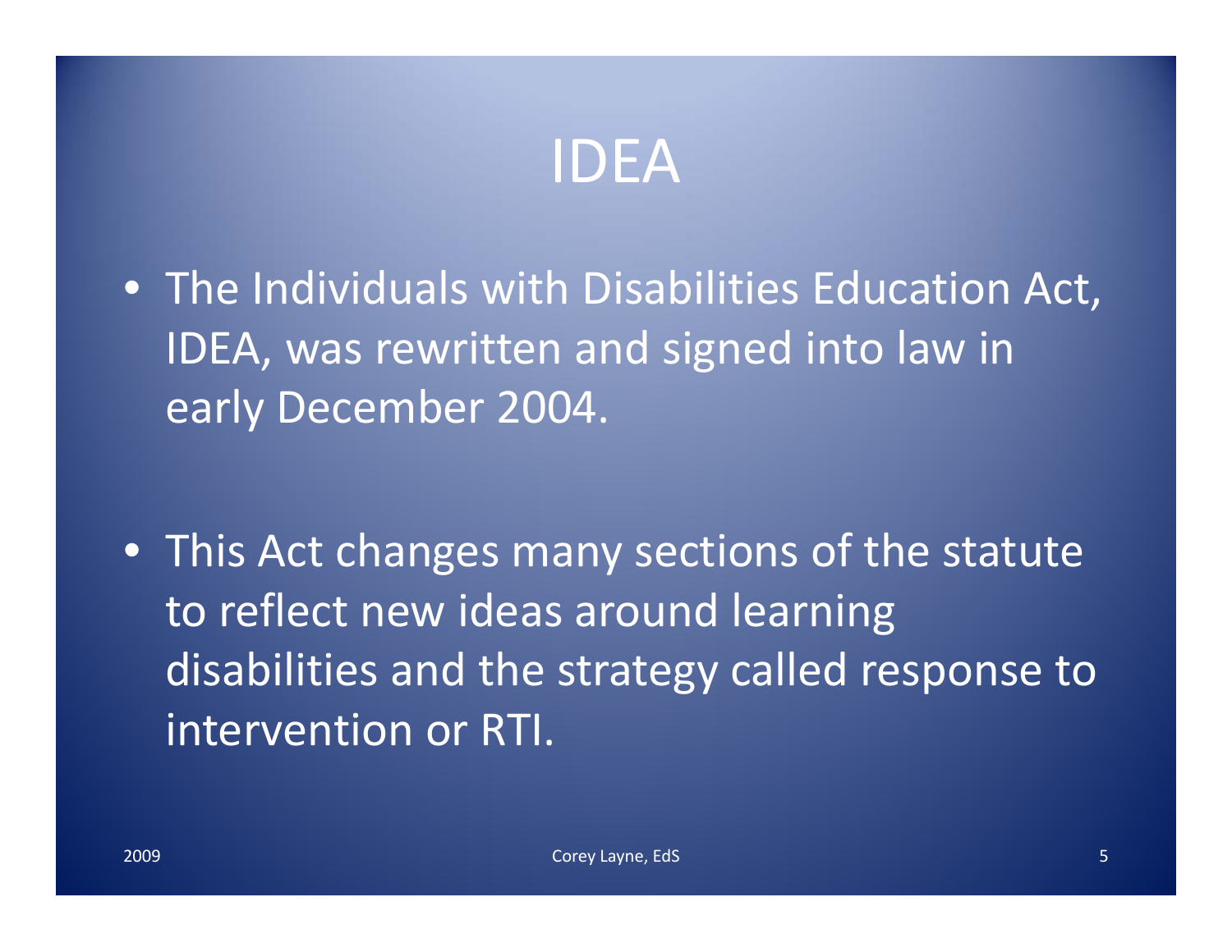# IDEA

- The Individuals with Disabilities Education Act, IDEA, was rewritten and signed into law in early December 2004.

- This Act changes many sections of the statute to reflect new ideas around learning disabilities and the strategy called response to intervention or RTI.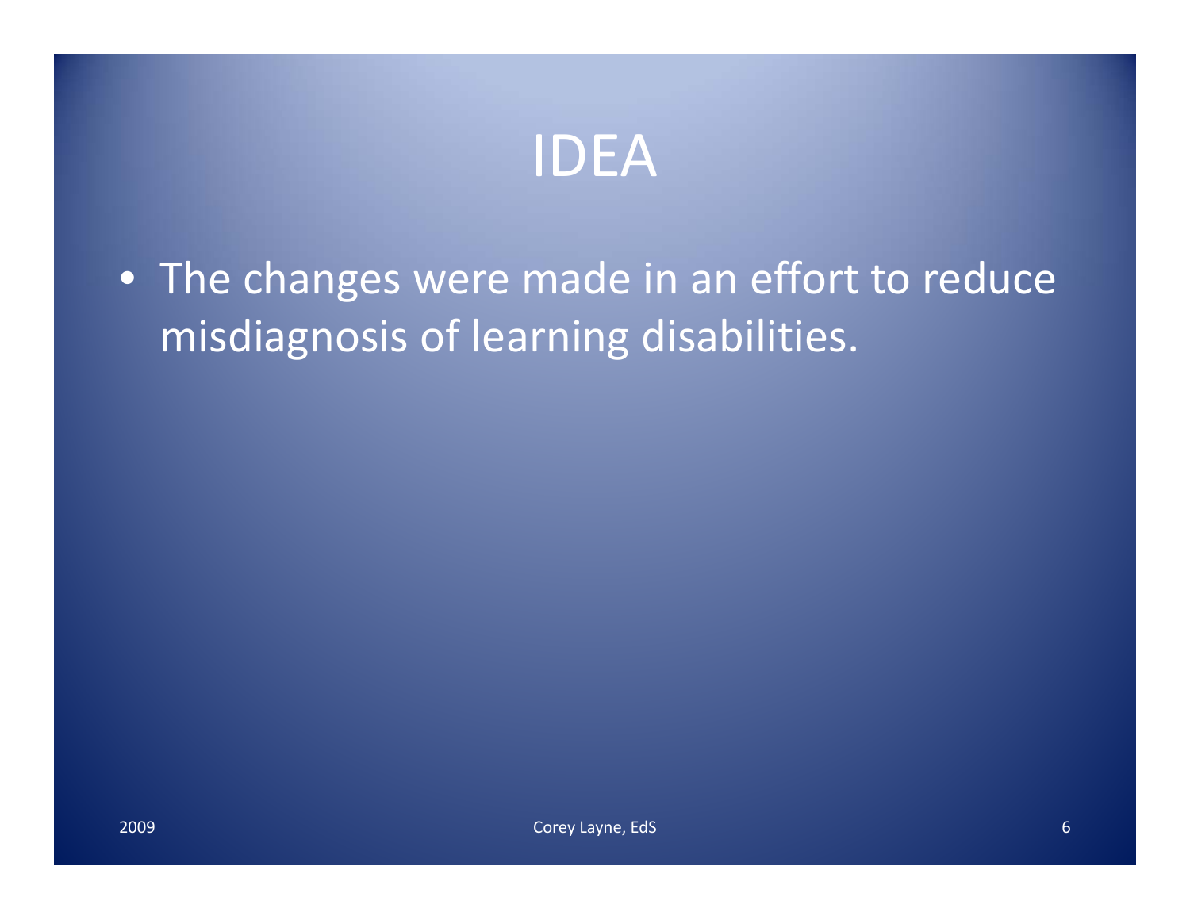# IDEA

- The changes were made in an effort to reduce misdiagnosis of learning disabilities.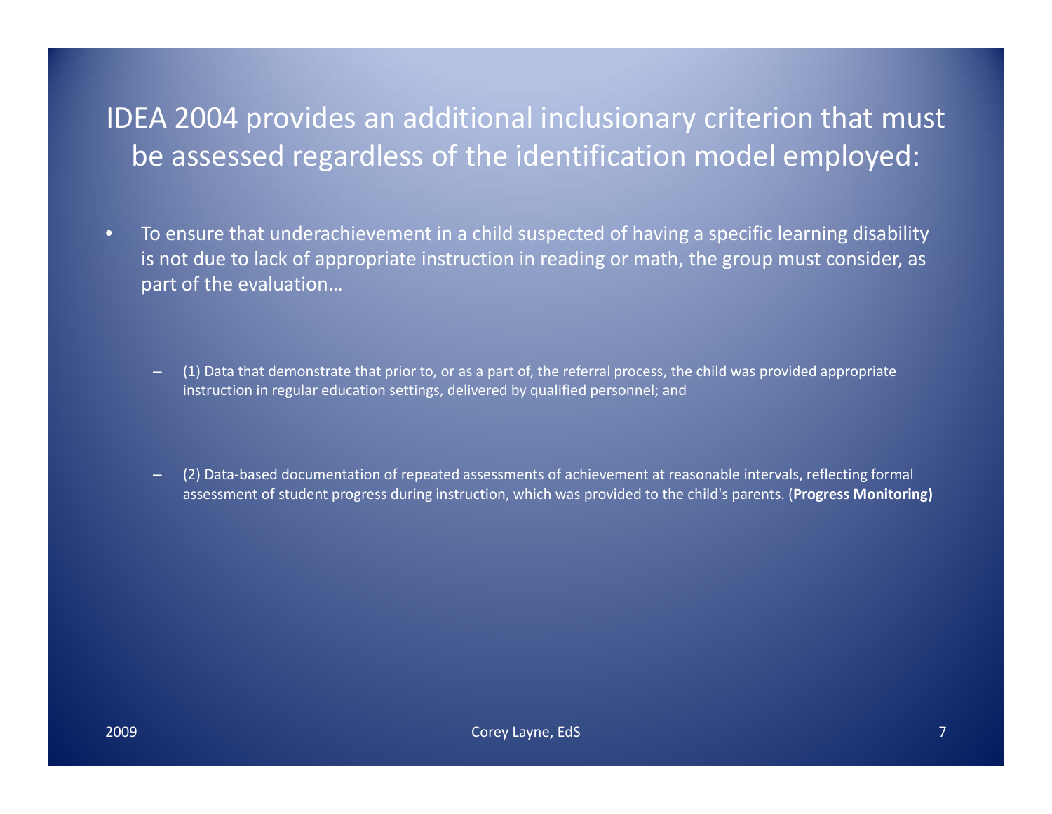# IDEA 2004 provides an additional inclusionary criterion that must be assessed regardless of the identification model employed:

- To ensure that underachievement in a child suspected of having a specific learning disability is not due to lack of appropriate instruction in reading or math, the group must consider, as part of the evaluation…
  - (1) Data that demonstrate that prior to, or as a part of, the referral process, the child was provided appropriate instruction in regular education settings, delivered by qualified personnel; and
  - (2) Data-based documentation of repeated assessments of achievement at reasonable intervals, reflecting formal assessment of student progress during instruction, which was provided to the child's parents. (**Progress Monitoring)**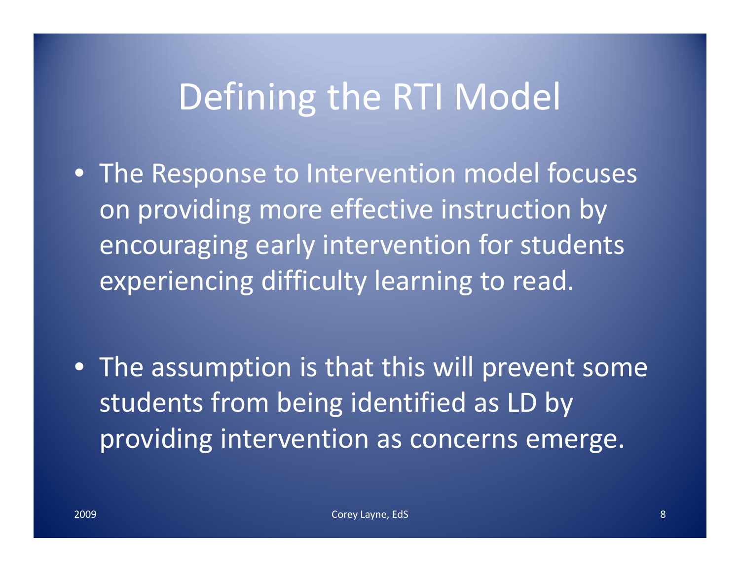# Defining the RTI Model

- The Response to Intervention model focuses on providing more effective instruction by encouraging early intervention for students experiencing difficulty learning to read.

- The assumption is that this will prevent some students from being identified as LD by providing intervention as concerns emerge.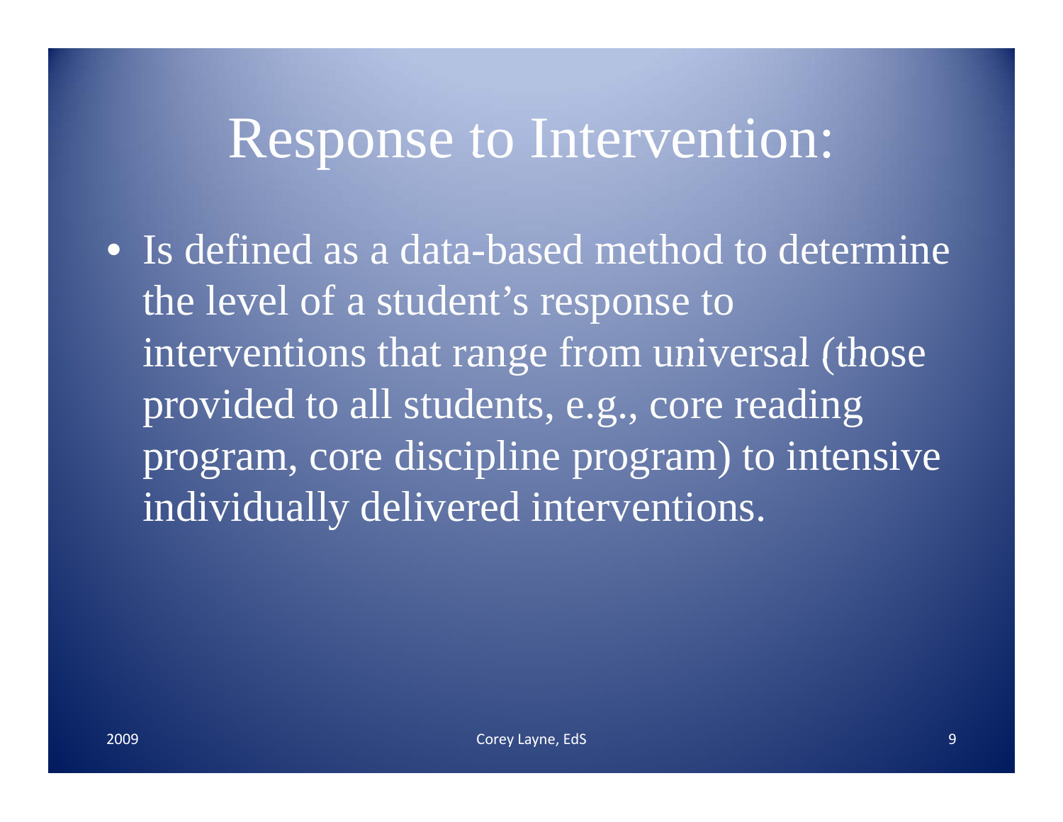# Response to Intervention:

- Is defined as a data-based method to determine the level of a student's response to interventions that range from universal (those provided to all students, e.g., core reading program, core discipline program) to intensive individually delivered interventions.